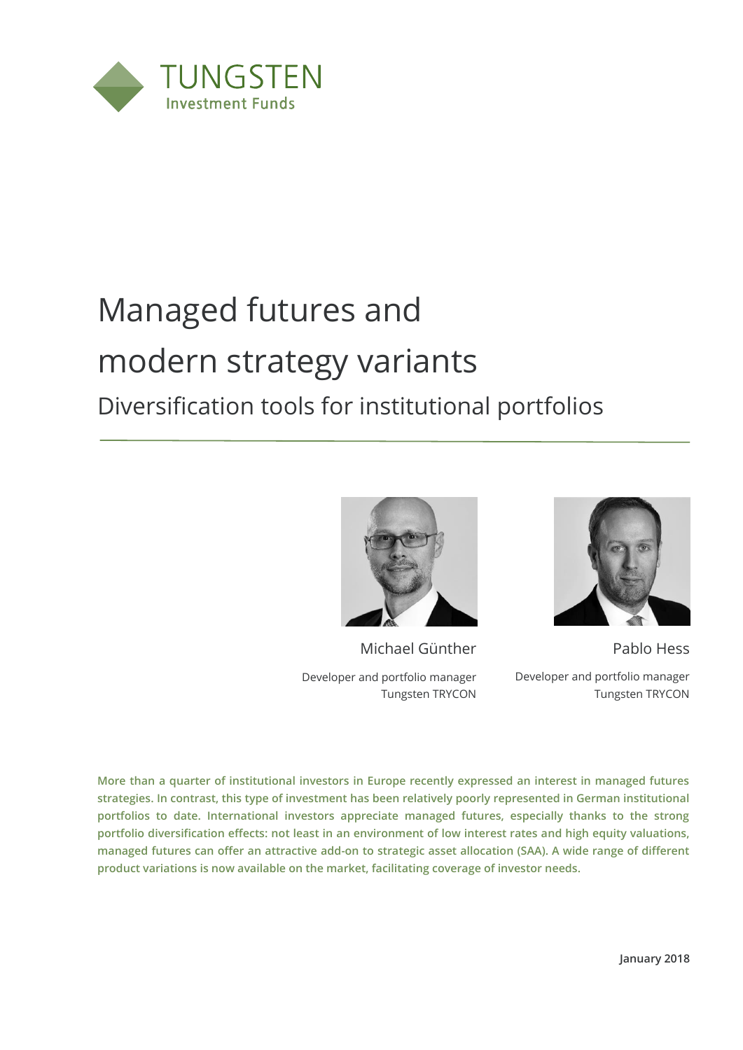TUNGSTEN
Investment Funds

# Managed futures and modern strategy variants

## Diversification tools for institutional portfolios

Michael Günther

Developer and portfolio manager
Tungsten TRYCON

Pablo Hess

Developer and portfolio manager
Tungsten TRYCON

**More than a quarter of institutional investors in Europe recently expressed an interest in managed futures strategies. In contrast, this type of investment has been relatively poorly represented in German institutional portfolios to date. International investors appreciate managed futures, especially thanks to the strong portfolio diversification effects: not least in an environment of low interest rates and high equity valuations, managed futures can offer an attractive add-on to strategic asset allocation (SAA). A wide range of different product variations is now available on the market, facilitating coverage of investor needs.**

**January 2018**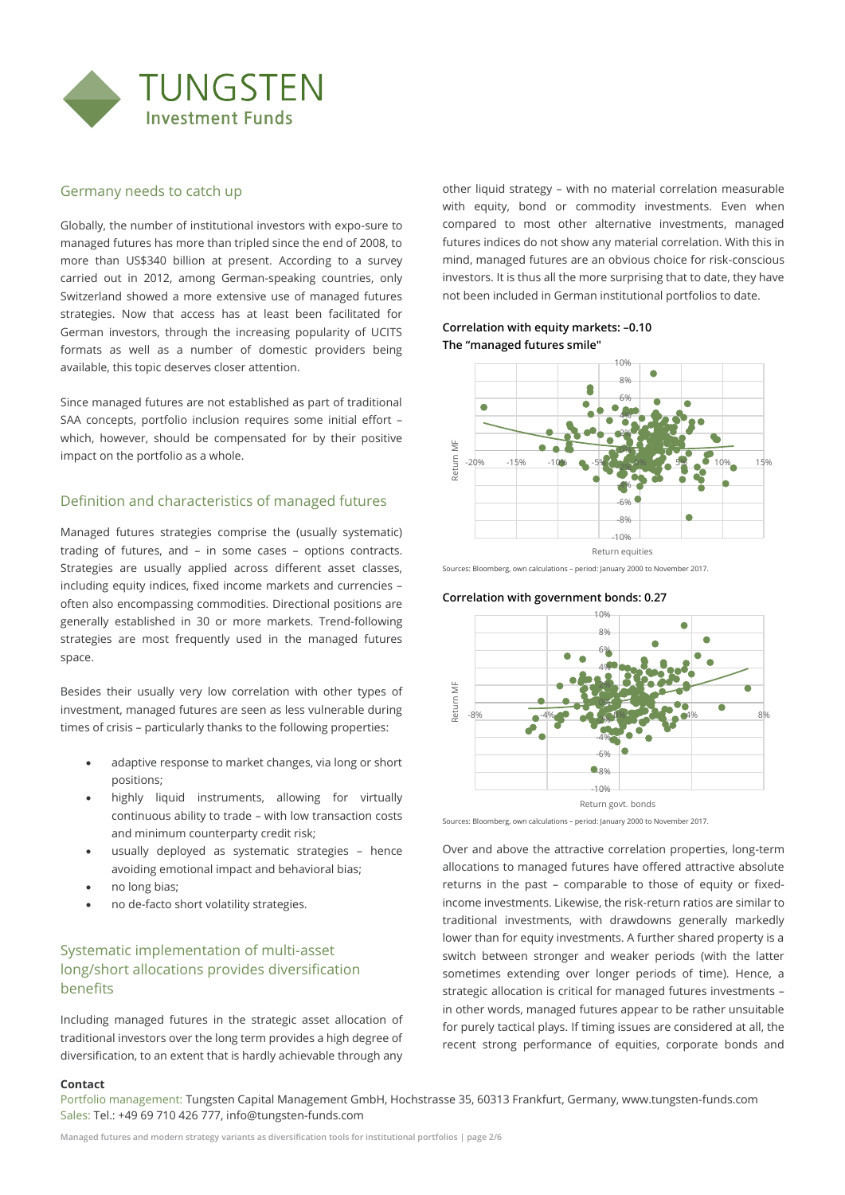## Germany needs to catch up

Globally, the number of institutional investors with expo-sure to managed futures has more than tripled since the end of 2008, to more than US$340 billion at present. According to a survey carried out in 2012, among German-speaking countries, only Switzerland showed a more extensive use of managed futures strategies. Now that access has at least been facilitated for German investors, through the increasing popularity of UCITS formats as well as a number of domestic providers being available, this topic deserves closer attention.

Since managed futures are not established as part of traditional SAA concepts, portfolio inclusion requires some initial effort – which, however, should be compensated for by their positive impact on the portfolio as a whole.

## Definition and characteristics of managed futures

Managed futures strategies comprise the (usually systematic) trading of futures, and – in some cases – options contracts. Strategies are usually applied across different asset classes, including equity indices, fixed income markets and currencies – often also encompassing commodities. Directional positions are generally established in 30 or more markets. Trend-following strategies are most frequently used in the managed futures space.

Besides their usually very low correlation with other types of investment, managed futures are seen as less vulnerable during times of crisis – particularly thanks to the following properties:

- adaptive response to market changes, via long or short positions;
- highly liquid instruments, allowing for virtually continuous ability to trade – with low transaction costs and minimum counterparty credit risk;
- usually deployed as systematic strategies – hence avoiding emotional impact and behavioral bias;
- no long bias;
- no de-facto short volatility strategies.

## Systematic implementation of multi-asset long/short allocations provides diversification benefits

Including managed futures in the strategic asset allocation of traditional investors over the long term provides a high degree of diversification, to an extent that is hardly achievable through any other liquid strategy – with no material correlation measurable with equity, bond or commodity investments. Even when compared to most other alternative investments, managed futures indices do not show any material correlation. With this in mind, managed futures are an obvious choice for risk-conscious investors. It is thus all the more surprising that to date, they have not been included in German institutional portfolios to date.

**Correlation with equity markets: –0.10**
**The "managed futures smile"**

Sources: Bloomberg, own calculations – period: January 2000 to November 2017.

**Correlation with government bonds: 0.27**

Sources: Bloomberg, own calculations – period: January 2000 to November 2017.

Over and above the attractive correlation properties, long-term allocations to managed futures have offered attractive absolute returns in the past – comparable to those of equity or fixed-income investments. Likewise, the risk-return ratios are similar to traditional investments, with drawdowns generally markedly lower than for equity investments. A further shared property is a switch between stronger and weaker periods (with the latter sometimes extending over longer periods of time). Hence, a strategic allocation is critical for managed futures investments – in other words, managed futures appear to be rather unsuitable for purely tactical plays. If timing issues are considered at all, the recent strong performance of equities, corporate bonds and

**Contact**
Portfolio management: Tungsten Capital Management GmbH, Hochstrasse 35, 60313 Frankfurt, Germany, www.tungsten-funds.com
Sales: Tel.: +49 69 710 426 777, info@tungsten-funds.com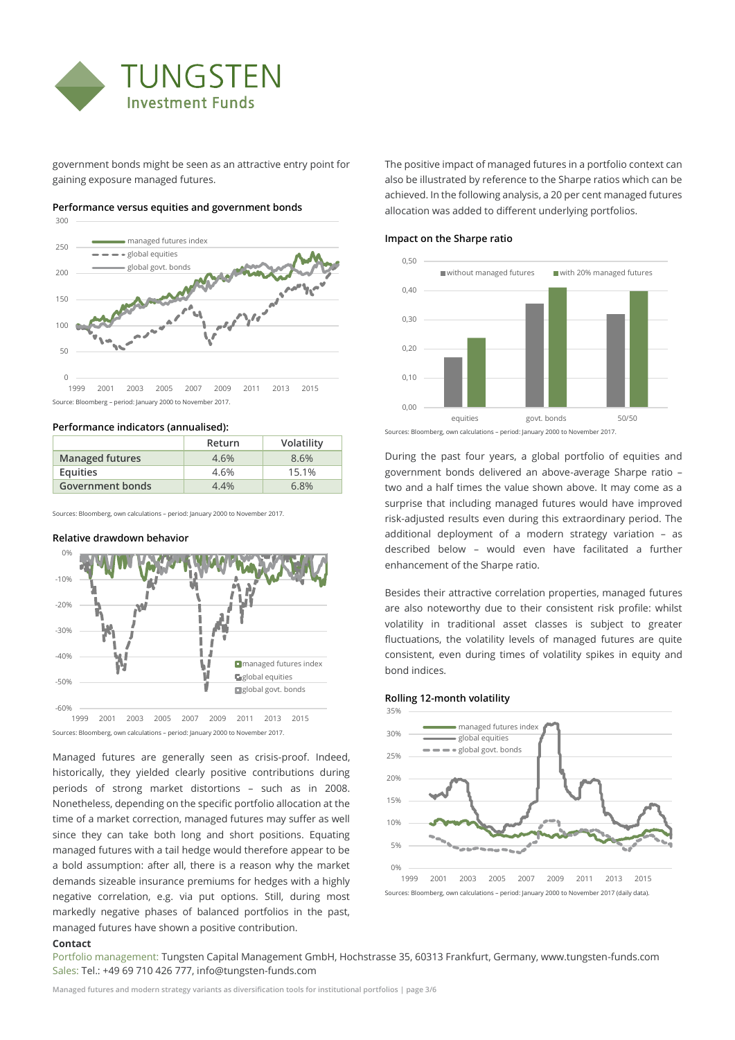government bonds might be seen as an attractive entry point for gaining exposure managed futures.

**Performance versus equities and government bonds**

Source: Bloomberg – period: January 2000 to November 2017.

**Performance indicators (annualised):**

| | Return | Volatility |
|---|---|---|
| Managed futures | 4.6% | 8.6% |
| Equities | 4.6% | 15.1% |
| Government bonds | 4.4% | 6.8% |

Sources: Bloomberg, own calculations – period: January 2000 to November 2017.

**Relative drawdown behavior**

Sources: Bloomberg, own calculations – period: January 2000 to November 2017.

Managed futures are generally seen as crisis-proof. Indeed, historically, they yielded clearly positive contributions during periods of strong market distortions – such as in 2008. Nonetheless, depending on the specific portfolio allocation at the time of a market correction, managed futures may suffer as well since they can take both long and short positions. Equating managed futures with a tail hedge would therefore appear to be a bold assumption: after all, there is a reason why the market demands sizeable insurance premiums for hedges with a highly negative correlation, e.g. via put options. Still, during most markedly negative phases of balanced portfolios in the past, managed futures have shown a positive contribution.

The positive impact of managed futures in a portfolio context can also be illustrated by reference to the Sharpe ratios which can be achieved. In the following analysis, a 20 per cent managed futures allocation was added to different underlying portfolios.

**Impact on the Sharpe ratio**

Sources: Bloomberg, own calculations – period: January 2000 to November 2017.

During the past four years, a global portfolio of equities and government bonds delivered an above-average Sharpe ratio – two and a half times the value shown above. It may come as a surprise that including managed futures would have improved risk-adjusted results even during this extraordinary period. The additional deployment of a modern strategy variation – as described below – would even have facilitated a further enhancement of the Sharpe ratio.

Besides their attractive correlation properties, managed futures are also noteworthy due to their consistent risk profile: whilst volatility in traditional asset classes is subject to greater fluctuations, the volatility levels of managed futures are quite consistent, even during times of volatility spikes in equity and bond indices.

**Rolling 12-month volatility**

Sources: Bloomberg, own calculations – period: January 2000 to November 2017 (daily data).

**Contact**

Portfolio management: Tungsten Capital Management GmbH, Hochstrasse 35, 60313 Frankfurt, Germany, www.tungsten-funds.com
Sales: Tel.: +49 69 710 426 777, info@tungsten-funds.com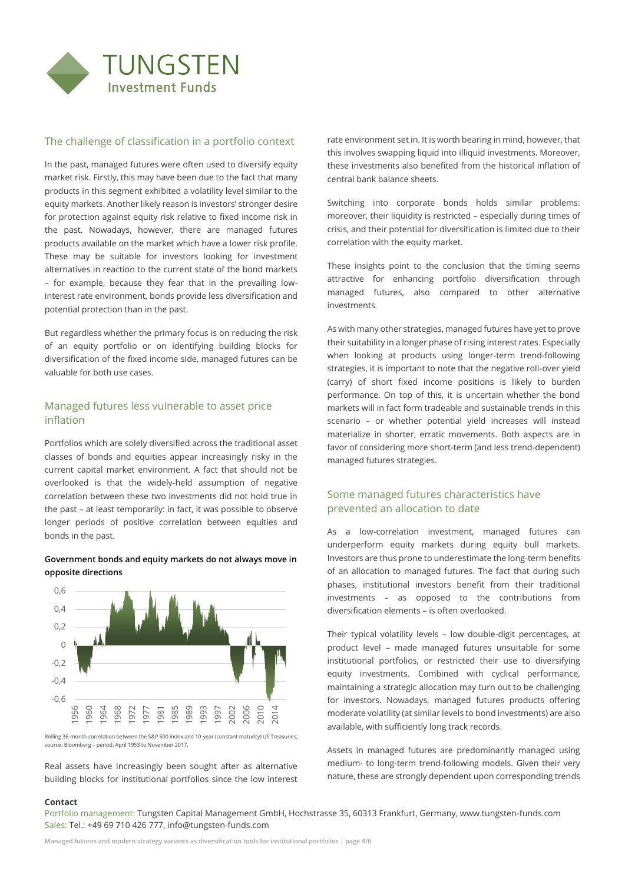## The challenge of classification in a portfolio context

In the past, managed futures were often used to diversify equity market risk. Firstly, this may have been due to the fact that many products in this segment exhibited a volatility level similar to the equity markets. Another likely reason is investors' stronger desire for protection against equity risk relative to fixed income risk in the past. Nowadays, however, there are managed futures products available on the market which have a lower risk profile. These may be suitable for investors looking for investment alternatives in reaction to the current state of the bond markets – for example, because they fear that in the prevailing low-interest rate environment, bonds provide less diversification and potential protection than in the past.

But regardless whether the primary focus is on reducing the risk of an equity portfolio or on identifying building blocks for diversification of the fixed income side, managed futures can be valuable for both use cases.

## Managed futures less vulnerable to asset price inflation

Portfolios which are solely diversified across the traditional asset classes of bonds and equities appear increasingly risky in the current capital market environment. A fact that should not be overlooked is that the widely-held assumption of negative correlation between these two investments did not hold true in the past – at least temporarily: in fact, it was possible to observe longer periods of positive correlation between equities and bonds in the past.

**Government bonds and equity markets do not always move in opposite directions**

Rolling 36-month-correlation between the S&P 500 index and 10-year (constant maturity) US Treasuries; source: Bloomberg – period: April 1953 to November 2017.

Real assets have increasingly been sought after as alternative building blocks for institutional portfolios since the low interest rate environment set in. It is worth bearing in mind, however, that this involves swapping liquid into illiquid investments. Moreover, these investments also benefited from the historical inflation of central bank balance sheets.

Switching into corporate bonds holds similar problems: moreover, their liquidity is restricted – especially during times of crisis, and their potential for diversification is limited due to their correlation with the equity market.

These insights point to the conclusion that the timing seems attractive for enhancing portfolio diversification through managed futures, also compared to other alternative investments.

As with many other strategies, managed futures have yet to prove their suitability in a longer phase of rising interest rates. Especially when looking at products using longer-term trend-following strategies, it is important to note that the negative roll-over yield (carry) of short fixed income positions is likely to burden performance. On top of this, it is uncertain whether the bond markets will in fact form tradeable and sustainable trends in this scenario – or whether potential yield increases will instead materialize in shorter, erratic movements. Both aspects are in favor of considering more short-term (and less trend-dependent) managed futures strategies.

## Some managed futures characteristics have prevented an allocation to date

As a low-correlation investment, managed futures can underperform equity markets during equity bull markets. Investors are thus prone to underestimate the long-term benefits of an allocation to managed futures. The fact that during such phases, institutional investors benefit from their traditional investments – as opposed to the contributions from diversification elements – is often overlooked.

Their typical volatility levels – low double-digit percentages, at product level – made managed futures unsuitable for some institutional portfolios, or restricted their use to diversifying equity investments. Combined with cyclical performance, maintaining a strategic allocation may turn out to be challenging for investors. Nowadays, managed futures products offering moderate volatility (at similar levels to bond investments) are also available, with sufficiently long track records.

Assets in managed futures are predominantly managed using medium- to long-term trend-following models. Given their very nature, these are strongly dependent upon corresponding trends

**Contact**

Portfolio management: Tungsten Capital Management GmbH, Hochstrasse 35, 60313 Frankfurt, Germany, www.tungsten-funds.com
Sales: Tel.: +49 69 710 426 777, info@tungsten-funds.com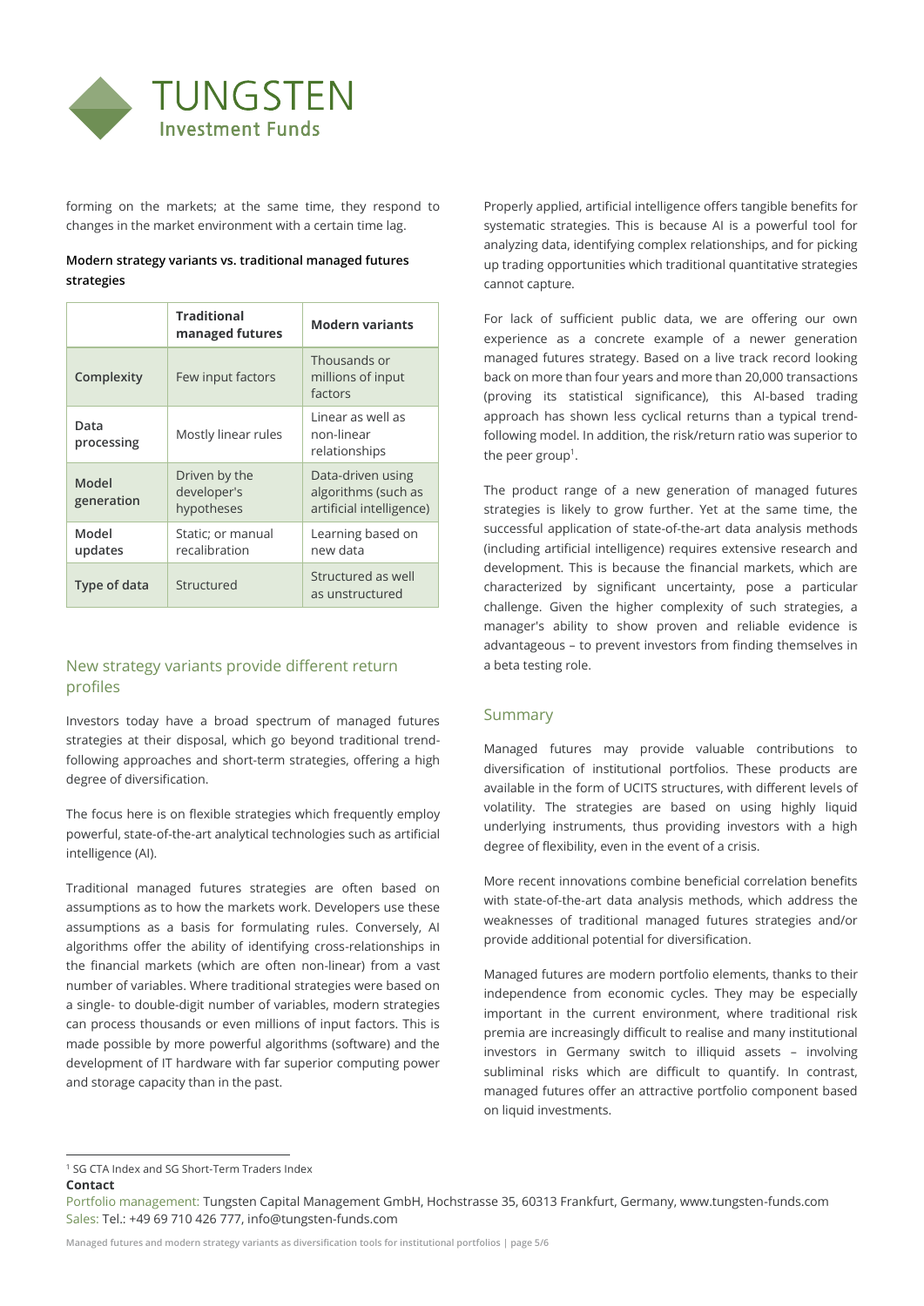forming on the markets; at the same time, they respond to changes in the market environment with a certain time lag.

**Modern strategy variants vs. traditional managed futures strategies**

| | Traditional managed futures | Modern variants |
|---|---|---|
| Complexity | Few input factors | Thousands or millions of input factors |
| Data processing | Mostly linear rules | Linear as well as non-linear relationships |
| Model generation | Driven by the developer's hypotheses | Data-driven using algorithms (such as artificial intelligence) |
| Model updates | Static; or manual recalibration | Learning based on new data |
| Type of data | Structured | Structured as well as unstructured |

## New strategy variants provide different return profiles

Investors today have a broad spectrum of managed futures strategies at their disposal, which go beyond traditional trend-following approaches and short-term strategies, offering a high degree of diversification.

The focus here is on flexible strategies which frequently employ powerful, state-of-the-art analytical technologies such as artificial intelligence (AI).

Traditional managed futures strategies are often based on assumptions as to how the markets work. Developers use these assumptions as a basis for formulating rules. Conversely, AI algorithms offer the ability of identifying cross-relationships in the financial markets (which are often non-linear) from a vast number of variables. Where traditional strategies were based on a single- to double-digit number of variables, modern strategies can process thousands or even millions of input factors. This is made possible by more powerful algorithms (software) and the development of IT hardware with far superior computing power and storage capacity than in the past.

Properly applied, artificial intelligence offers tangible benefits for systematic strategies. This is because AI is a powerful tool for analyzing data, identifying complex relationships, and for picking up trading opportunities which traditional quantitative strategies cannot capture.

For lack of sufficient public data, we are offering our own experience as a concrete example of a newer generation managed futures strategy. Based on a live track record looking back on more than four years and more than 20,000 transactions (proving its statistical significance), this AI-based trading approach has shown less cyclical returns than a typical trend-following model. In addition, the risk/return ratio was superior to the peer group[1].

The product range of a new generation of managed futures strategies is likely to grow further. Yet at the same time, the successful application of state-of-the-art data analysis methods (including artificial intelligence) requires extensive research and development. This is because the financial markets, which are characterized by significant uncertainty, pose a particular challenge. Given the higher complexity of such strategies, a manager's ability to show proven and reliable evidence is advantageous – to prevent investors from finding themselves in a beta testing role.

## Summary

Managed futures may provide valuable contributions to diversification of institutional portfolios. These products are available in the form of UCITS structures, with different levels of volatility. The strategies are based on using highly liquid underlying instruments, thus providing investors with a high degree of flexibility, even in the event of a crisis.

More recent innovations combine beneficial correlation benefits with state-of-the-art data analysis methods, which address the weaknesses of traditional managed futures strategies and/or provide additional potential for diversification.

Managed futures are modern portfolio elements, thanks to their independence from economic cycles. They may be especially important in the current environment, where traditional risk premia are increasingly difficult to realise and many institutional investors in Germany switch to illiquid assets – involving subliminal risks which are difficult to quantify. In contrast, managed futures offer an attractive portfolio component based on liquid investments.

[1] SG CTA Index and SG Short-Term Traders Index

**Contact**

Portfolio management: Tungsten Capital Management GmbH, Hochstrasse 35, 60313 Frankfurt, Germany, www.tungsten-funds.com
Sales: Tel.: +49 69 710 426 777, info@tungsten-funds.com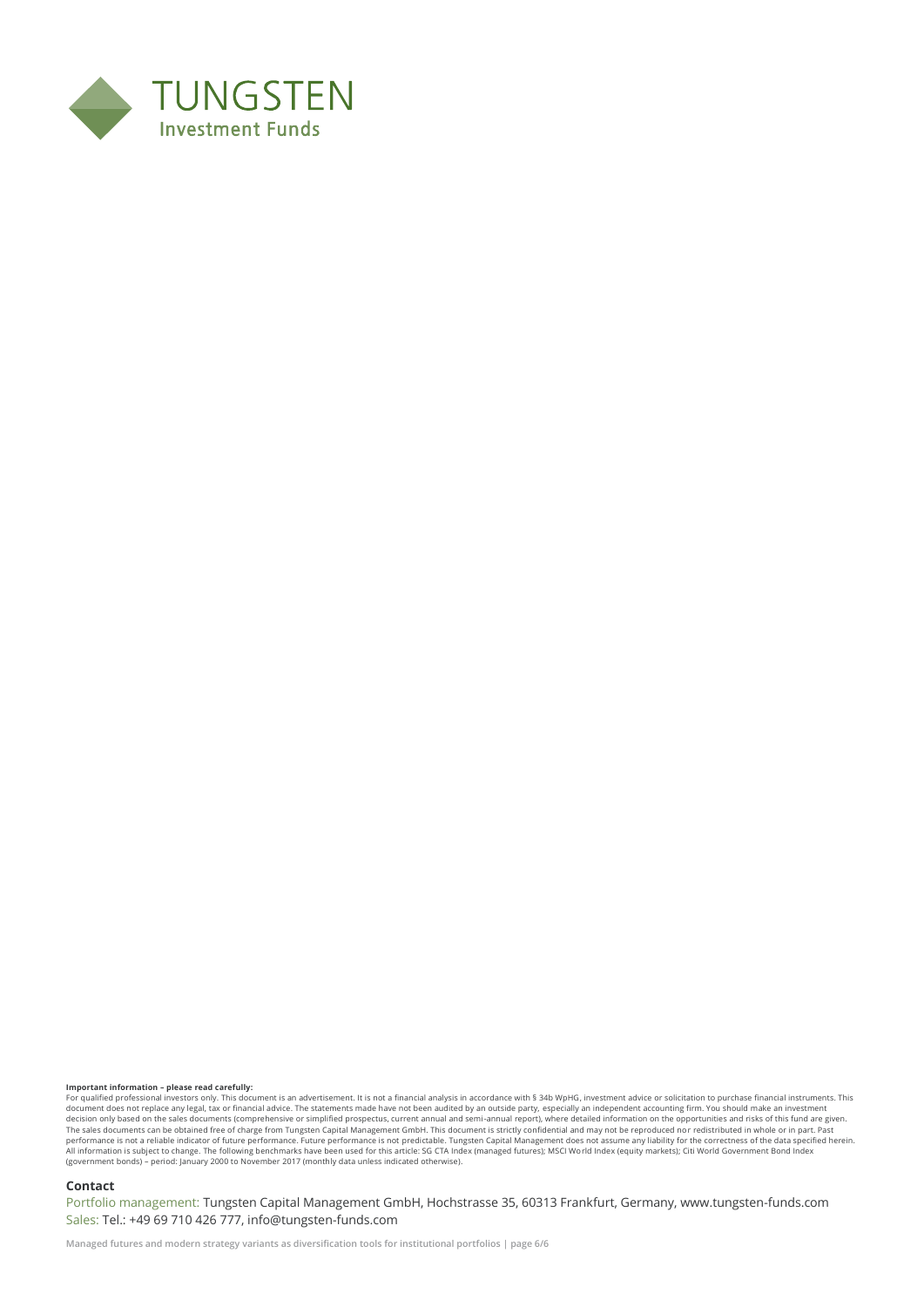TUNGSTEN
Investment Funds

**Important information – please read carefully:**
For qualified professional investors only. This document is an advertisement. It is not a financial analysis in accordance with § 34b WpHG, investment advice or solicitation to purchase financial instruments. This document does not replace any legal, tax or financial advice. The statements made have not been audited by an outside party, especially an independent accounting firm. You should make an investment decision only based on the sales documents (comprehensive or simplified prospectus, current annual and semi-annual report), where detailed information on the opportunities and risks of this fund are given. The sales documents can be obtained free of charge from Tungsten Capital Management GmbH. This document is strictly confidential and may not be reproduced nor redistributed in whole or in part. Past performance is not a reliable indicator of future performance. Future performance is not predictable. Tungsten Capital Management does not assume any liability for the correctness of the data specified herein. All information is subject to change. The following benchmarks have been used for this article: SG CTA Index (managed futures); MSCI World Index (equity markets); Citi World Government Bond Index (government bonds) – period: January 2000 to November 2017 (monthly data unless indicated otherwise).

**Contact**

Portfolio management: Tungsten Capital Management GmbH, Hochstrasse 35, 60313 Frankfurt, Germany, www.tungsten-funds.com
Sales: Tel.: +49 69 710 426 777, info@tungsten-funds.com